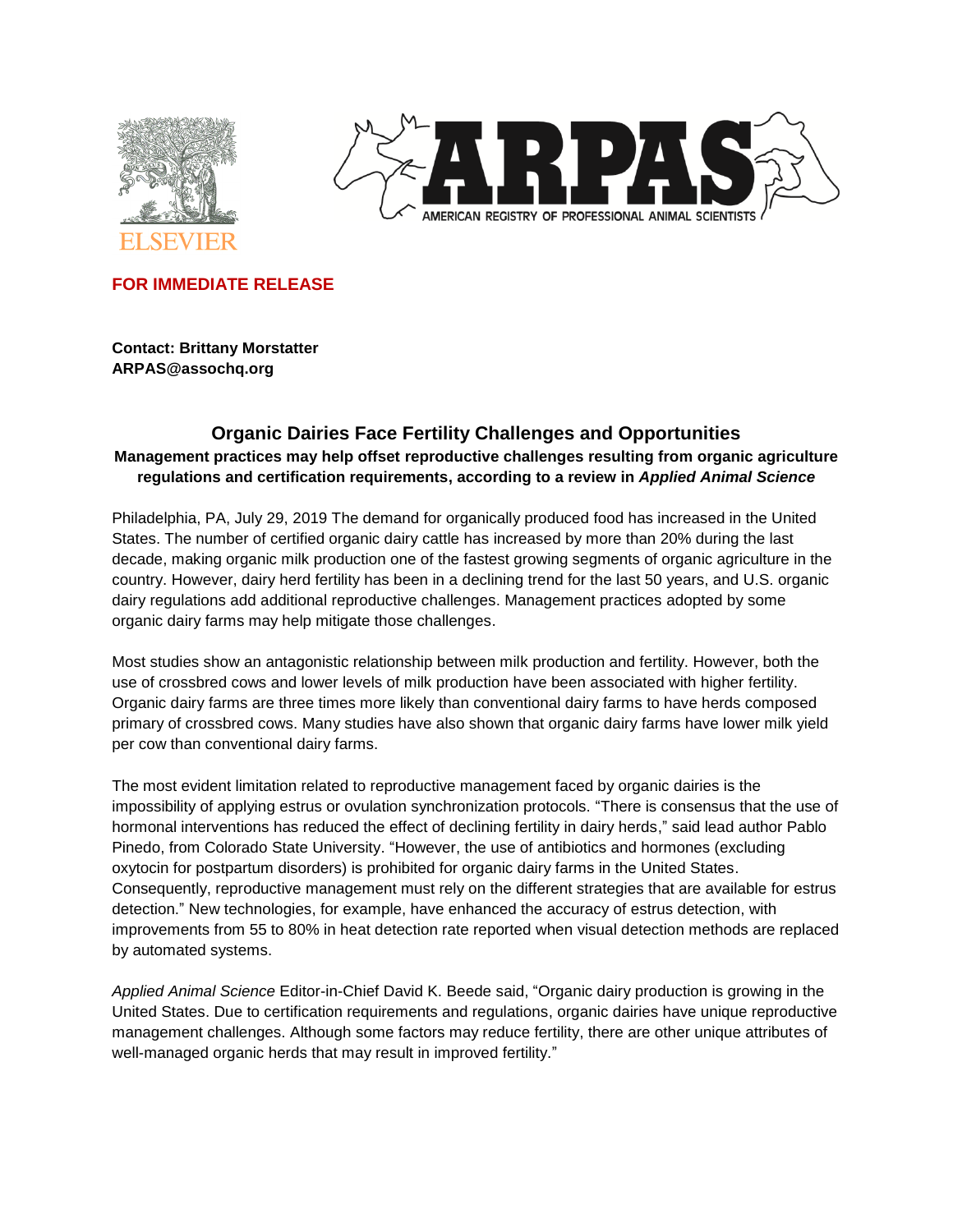ELSEVIER

ARPAS

AMERICAN REGISTRY OF PROFESSIONAL ANIMAL SCIENTISTS

**FOR IMMEDIATE RELEASE**

**Contact: Brittany Morstatter**
**ARPAS@assochq.org**

## Organic Dairies Face Fertility Challenges and Opportunities

**Management practices may help offset reproductive challenges resulting from organic agriculture regulations and certification requirements, according to a review in *Applied Animal Science***

Philadelphia, PA, July 29, 2019 The demand for organically produced food has increased in the United States. The number of certified organic dairy cattle has increased by more than 20% during the last decade, making organic milk production one of the fastest growing segments of organic agriculture in the country. However, dairy herd fertility has been in a declining trend for the last 50 years, and U.S. organic dairy regulations add additional reproductive challenges. Management practices adopted by some organic dairy farms may help mitigate those challenges.

Most studies show an antagonistic relationship between milk production and fertility. However, both the use of crossbred cows and lower levels of milk production have been associated with higher fertility. Organic dairy farms are three times more likely than conventional dairy farms to have herds composed primary of crossbred cows. Many studies have also shown that organic dairy farms have lower milk yield per cow than conventional dairy farms.

The most evident limitation related to reproductive management faced by organic dairies is the impossibility of applying estrus or ovulation synchronization protocols. "There is consensus that the use of hormonal interventions has reduced the effect of declining fertility in dairy herds," said lead author Pablo Pinedo, from Colorado State University. "However, the use of antibiotics and hormones (excluding oxytocin for postpartum disorders) is prohibited for organic dairy farms in the United States. Consequently, reproductive management must rely on the different strategies that are available for estrus detection." New technologies, for example, have enhanced the accuracy of estrus detection, with improvements from 55 to 80% in heat detection rate reported when visual detection methods are replaced by automated systems.

*Applied Animal Science* Editor-in-Chief David K. Beede said, "Organic dairy production is growing in the United States. Due to certification requirements and regulations, organic dairies have unique reproductive management challenges. Although some factors may reduce fertility, there are other unique attributes of well-managed organic herds that may result in improved fertility."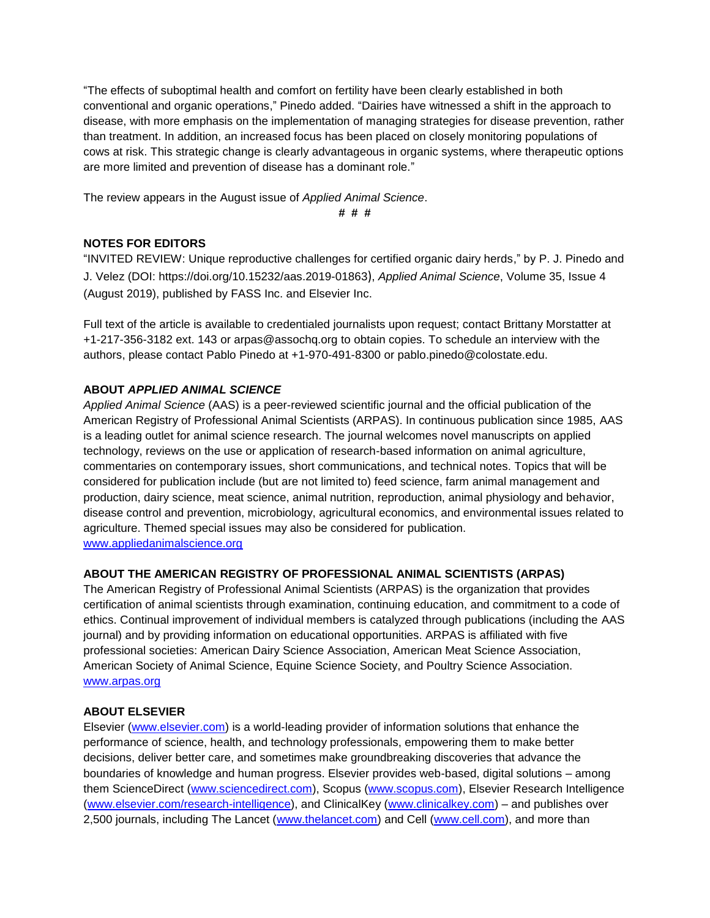"The effects of suboptimal health and comfort on fertility have been clearly established in both conventional and organic operations," Pinedo added. "Dairies have witnessed a shift in the approach to disease, with more emphasis on the implementation of managing strategies for disease prevention, rather than treatment. In addition, an increased focus has been placed on closely monitoring populations of cows at risk. This strategic change is clearly advantageous in organic systems, where therapeutic options are more limited and prevention of disease has a dominant role."

The review appears in the August issue of *Applied Animal Science*.

# # #

**NOTES FOR EDITORS**

"INVITED REVIEW: Unique reproductive challenges for certified organic dairy herds," by P. J. Pinedo and J. Velez (DOI: https://doi.org/10.15232/aas.2019-01863), *Applied Animal Science*, Volume 35, Issue 4 (August 2019), published by FASS Inc. and Elsevier Inc.

Full text of the article is available to credentialed journalists upon request; contact Brittany Morstatter at +1-217-356-3182 ext. 143 or arpas@assochq.org to obtain copies. To schedule an interview with the authors, please contact Pablo Pinedo at +1-970-491-8300 or pablo.pinedo@colostate.edu.

**ABOUT *APPLIED ANIMAL SCIENCE***

*Applied Animal Science* (AAS) is a peer-reviewed scientific journal and the official publication of the American Registry of Professional Animal Scientists (ARPAS). In continuous publication since 1985, AAS is a leading outlet for animal science research. The journal welcomes novel manuscripts on applied technology, reviews on the use or application of research-based information on animal agriculture, commentaries on contemporary issues, short communications, and technical notes. Topics that will be considered for publication include (but are not limited to) feed science, farm animal management and production, dairy science, meat science, animal nutrition, reproduction, animal physiology and behavior, disease control and prevention, microbiology, agricultural economics, and environmental issues related to agriculture. Themed special issues may also be considered for publication.
www.appliedanimalscience.org

**ABOUT THE AMERICAN REGISTRY OF PROFESSIONAL ANIMAL SCIENTISTS (ARPAS)**

The American Registry of Professional Animal Scientists (ARPAS) is the organization that provides certification of animal scientists through examination, continuing education, and commitment to a code of ethics. Continual improvement of individual members is catalyzed through publications (including the AAS journal) and by providing information on educational opportunities. ARPAS is affiliated with five professional societies: American Dairy Science Association, American Meat Science Association, American Society of Animal Science, Equine Science Society, and Poultry Science Association.
www.arpas.org

**ABOUT ELSEVIER**

Elsevier (www.elsevier.com) is a world-leading provider of information solutions that enhance the performance of science, health, and technology professionals, empowering them to make better decisions, deliver better care, and sometimes make groundbreaking discoveries that advance the boundaries of knowledge and human progress. Elsevier provides web-based, digital solutions – among them ScienceDirect (www.sciencedirect.com), Scopus (www.scopus.com), Elsevier Research Intelligence (www.elsevier.com/research-intelligence), and ClinicalKey (www.clinicalkey.com) – and publishes over 2,500 journals, including The Lancet (www.thelancet.com) and Cell (www.cell.com), and more than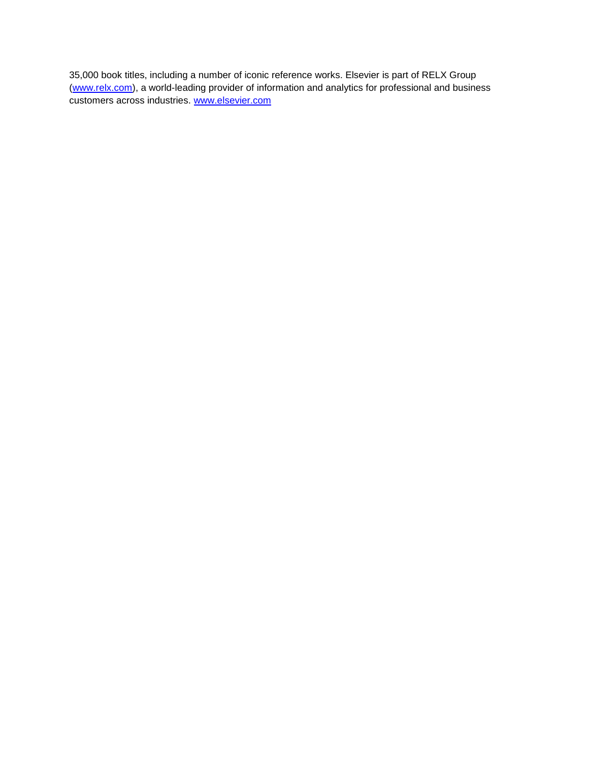35,000 book titles, including a number of iconic reference works. Elsevier is part of RELX Group (www.relx.com), a world-leading provider of information and analytics for professional and business customers across industries. www.elsevier.com